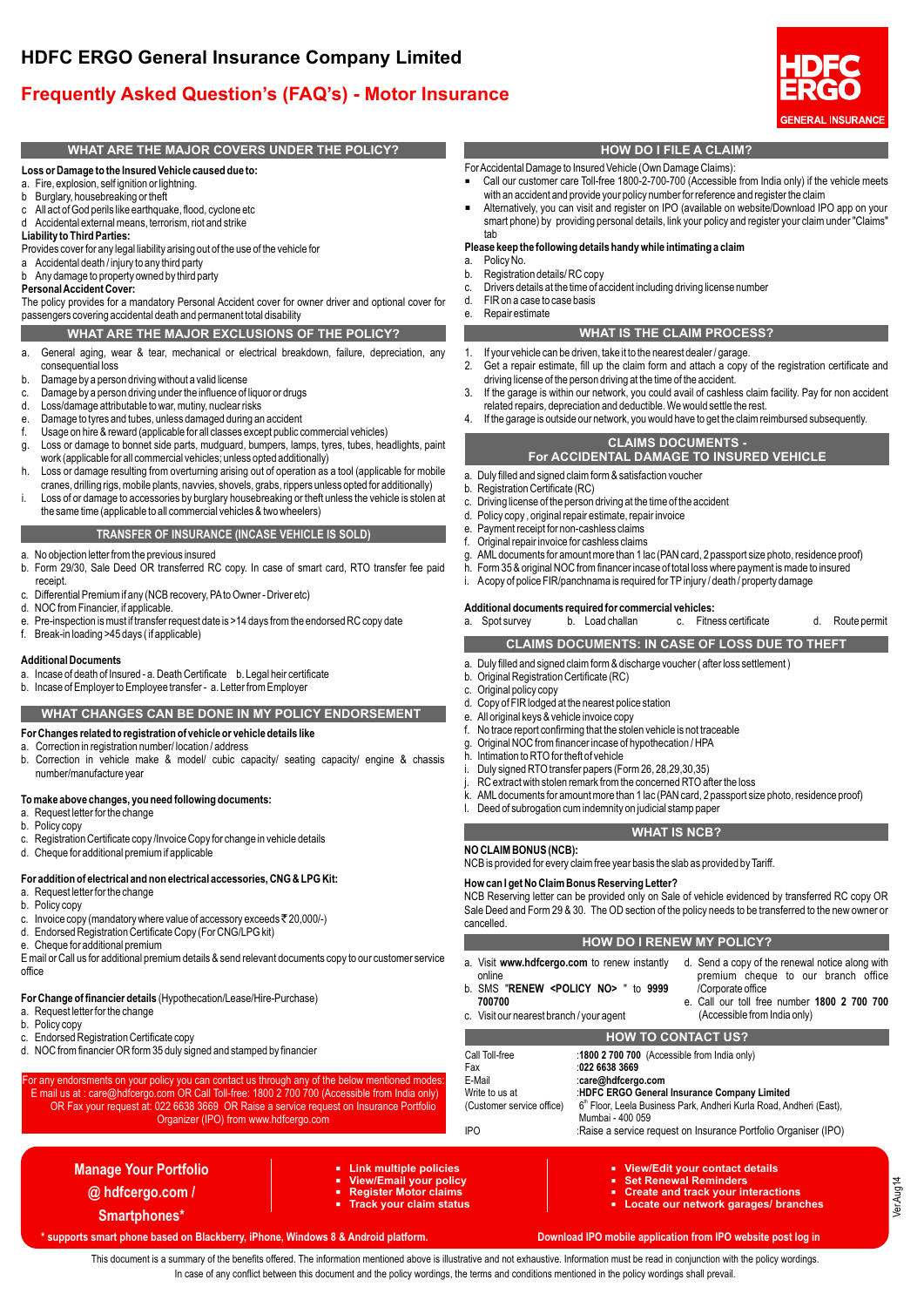# HDFC ERGO General Insurance Company Limited

## Frequently Asked Question's (FAQ's) - Motor Insurance

## WHAT ARE THE MAJOR COVERS UNDER THE POLICY?

**Loss or Damage to the Insured Vehicle caused due to:**

a. Fire, explosion, self ignition or lightning.
b Burglary, housebreaking or theft
c All act of God perils like earthquake, flood, cyclone etc
d Accidental external means, terrorism, riot and strike

**Liability to Third Parties:**

Provides cover for any legal liability arising out of the use of the vehicle for

a Accidental death / injury to any third party
b Any damage to property owned by third party

**Personal Accident Cover:**

The policy provides for a mandatory Personal Accident cover for owner driver and optional cover for passengers covering accidental death and permanent total disability

## WHAT ARE THE MAJOR EXCLUSIONS OF THE POLICY?

a. General aging, wear & tear, mechanical or electrical breakdown, failure, depreciation, any consequential loss
b. Damage by a person driving without a valid license
c. Damage by a person driving under the influence of liquor or drugs
d. Loss/damage attributable to war, mutiny, nuclear risks
e. Damage to tyres and tubes, unless damaged during an accident
f. Usage on hire & reward (applicable for all classes except public commercial vehicles)
g. Loss or damage to bonnet side parts, mudguard, bumpers, lamps, tyres, tubes, headlights, paint work (applicable for all commercial vehicles; unless opted additionally)
h. Loss or damage resulting from overturning arising out of operation as a tool (applicable for mobile cranes, drilling rigs, mobile plants, navvies, shovels, grabs, rippers unless opted for additionally)
i. Loss of or damage to accessories by burglary housebreaking or theft unless the vehicle is stolen at the same time (applicable to all commercial vehicles & two wheelers)

## TRANSFER OF INSURANCE (INCASE VEHICLE IS SOLD)

a. No objection letter from the previous insured
b. Form 29/30, Sale Deed OR transferred RC copy. In case of smart card, RTO transfer fee paid receipt.
c. Differential Premium if any (NCB recovery, PA to Owner - Driver etc)
d. NOC from Financier, if applicable.
e. Pre-inspection is must if transfer request date is >14 days from the endorsed RC copy date
f. Break-in loading >45 days ( if applicable)

**Additional Documents**

a. Incase of death of Insured - a. Death Certificate b. Legal heir certificate
b. Incase of Employer to Employee transfer - a. Letter from Employer

## WHAT CHANGES CAN BE DONE IN MY POLICY ENDORSEMENT

**For Changes related to registration of vehicle or vehicle details like**

a. Correction in registration number/ location / address
b. Correction in vehicle make & model/ cubic capacity/ seating capacity/ engine & chassis number/manufacture year

**To make above changes, you need following documents:**

a. Request letter for the change
b. Policy copy
c. Registration Certificate copy /Invoice Copy for change in vehicle details
d. Cheque for additional premium if applicable

**For addition of electrical and non electrical accessories, CNG & LPG Kit:**

a. Request letter for the change
b. Policy copy
c. Invoice copy (mandatory where value of accessory exceeds ₹ 20,000/-)
d. Endorsed Registration Certificate Copy (For CNG/LPG kit)
e. Cheque for additional premium

E mail or Call us for additional premium details & send relevant documents copy to our customer service office

**For Change of financier details** (Hypothecation/Lease/Hire-Purchase)

a. Request letter for the change
b. Policy copy
c. Endorsed Registration Certificate copy
d. NOC from financier OR form 35 duly signed and stamped by financier

For any endorsments on your policy you can contact us through any of the below mentioned modes: E mail us at : care@hdfcergo.com OR Call Toll-free: 1800 2 700 700 (Accessible from India only) OR Fax your request at: 022 6638 3669 OR Raise a service request on Insurance Portfolio Organizer (IPO) from www.hdfcergo.com

## HOW DO I FILE A CLAIM?

For Accidental Damage to Insured Vehicle (Own Damage Claims):

- Call our customer care Toll-free 1800-2-700-700 (Accessible from India only) if the vehicle meets with an accident and provide your policy number for reference and register the claim
- Alternatively, you can visit and register on IPO (available on website/Download IPO app on your smart phone) by providing personal details, link your policy and register your claim under "Claims" tab

**Please keep the following details handy while intimating a claim**

a. Policy No.
b. Registration details/ RC copy
c. Drivers details at the time of accident including driving license number
d. FIR on a case to case basis
e. Repair estimate

## WHAT IS THE CLAIM PROCESS?

1. If your vehicle can be driven, take it to the nearest dealer / garage.
2. Get a repair estimate, fill up the claim form and attach a copy of the registration certificate and driving license of the person driving at the time of the accident.
3. If the garage is within our network, you could avail of cashless claim facility. Pay for non accident related repairs, depreciation and deductible. We would settle the rest.
4. If the garage is outside our network, you would have to get the claim reimbursed subsequently.

## CLAIMS DOCUMENTS - For ACCIDENTAL DAMAGE TO INSURED VEHICLE

a. Duly filled and signed claim form & satisfaction voucher
b. Registration Certificate (RC)
c. Driving license of the person driving at the time of the accident
d. Policy copy , original repair estimate, repair invoice
e. Payment receipt for non-cashless claims
f. Original repair invoice for cashless claims
g. AML documents for amount more than 1 lac (PAN card, 2 passport size photo, residence proof)
h. Form 35 & original NOC from financer incase of total loss where payment is made to insured
i. A copy of police FIR/panchnama is required for TP injury / death / property damage

**Additional documents required for commercial vehicles:**

a. Spot survey b. Load challan c. Fitness certificate d. Route permit

## CLAIMS DOCUMENTS: IN CASE OF LOSS DUE TO THEFT

a. Duly filled and signed claim form & discharge voucher ( after loss settlement )
b. Original Registration Certificate (RC)
c. Original policy copy
d. Copy of FIR lodged at the nearest police station
e. All original keys & vehicle invoice copy
f. No trace report confirming that the stolen vehicle is not traceable
g. Original NOC from financier incase of hypothecation / HPA
h. Intimation to RTO for theft of vehicle
i. Duly signed RTO transfer papers (Form 26, 28,29,30,35)
j. RC extract with stolen remark from the concerned RTO after the loss
k. AML documents for amount more than 1 lac (PAN card, 2 passport size photo, residence proof)
l. Deed of subrogation cum indemnity on judicial stamp paper

## WHAT IS NCB?

**NO CLAIM BONUS (NCB):**

NCB is provided for every claim free year basis the slab as provided by Tariff.

**How can I get No Claim Bonus Reserving Letter?**

NCB Reserving letter can be provided only on Sale of vehicle evidenced by transferred RC copy OR Sale Deed and Form 29 & 30. The OD section of the policy needs to be transferred to the new owner or cancelled.

## HOW DO I RENEW MY POLICY?

a. Visit **www.hdfcergo.com** to renew instantly online
b. SMS "**RENEW <POLICY NO>** " to **9999 700700**
c. Visit our nearest branch / your agent
d. Send a copy of the renewal notice along with premium cheque to our branch office /Corporate office
e. Call our toll free number **1800 2 700 700** (Accessible from India only)

## HOW TO CONTACT US?

| | |
|---|---|
| Call Toll-free | :**1800 2 700 700** (Accessible from India only) |
| Fax | :**022 6638 3669** |
| E-Mail | :**care@hdfcergo.com** |
| Write to us at (Customer service office) | :**HDFC ERGO General Insurance Company Limited** 6th Floor, Leela Business Park, Andheri Kurla Road, Andheri (East), Mumbai - 400 059 |
| IPO | :Raise a service request on Insurance Portfolio Organiser (IPO) |

**Manage Your Portfolio @ hdfcergo.com / Smartphones***

- Link multiple policies
- View/Email your policy
- Register Motor claims
- Track your claim status
- View/Edit your contact details
- Set Renewal Reminders
- Create and track your interactions
- Locate our network garages/ branches

\* supports smart phone based on Blackberry, iPhone, Windows 8 & Android platform.

Download IPO mobile application from IPO website post log in

Ver.Aug14

This document is a summary of the benefits offered. The information mentioned above is illustrative and not exhaustive. Information must be read in conjunction with the policy wordings. In case of any conflict between this document and the policy wordings, the terms and conditions mentioned in the policy wordings shall prevail.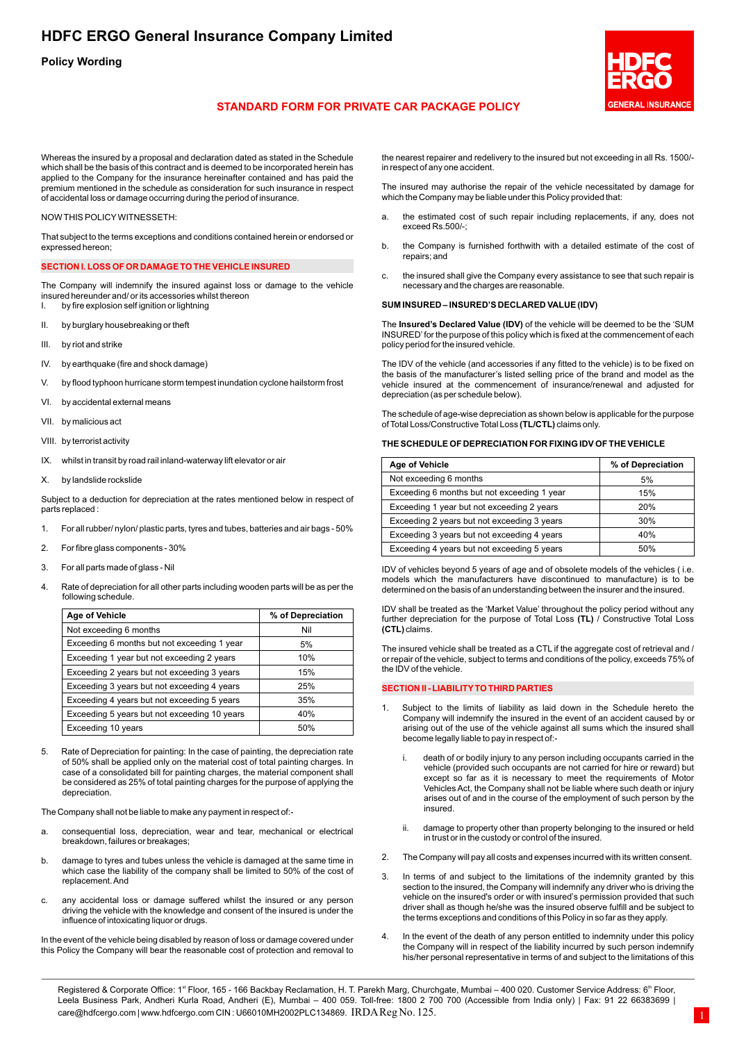# HDFC ERGO General Insurance Company Limited

**Policy Wording**

## STANDARD FORM FOR PRIVATE CAR PACKAGE POLICY

Whereas the insured by a proposal and declaration dated as stated in the Schedule which shall be the basis of this contract and is deemed to be incorporated herein has applied to the Company for the insurance hereinafter contained and has paid the premium mentioned in the schedule as consideration for such insurance in respect of accidental loss or damage occurring during the period of insurance.

NOW THIS POLICY WITNESSETH:

That subject to the terms exceptions and conditions contained herein or endorsed or expressed hereon;

### SECTION I. LOSS OF OR DAMAGE TO THE VEHICLE INSURED

The Company will indemnify the insured against loss or damage to the vehicle insured hereunder and/ or its accessories whilst thereon

I. by fire explosion self ignition or lightning

II. by burglary housebreaking or theft

III. by riot and strike

IV. by earthquake (fire and shock damage)

V. by flood typhoon hurricane storm tempest inundation cyclone hailstorm frost

VI. by accidental external means

VII. by malicious act

VIII. by terrorist activity

IX. whilst in transit by road rail inland-waterway lift elevator or air

X. by landslide rockslide

Subject to a deduction for depreciation at the rates mentioned below in respect of parts replaced :

1. For all rubber/ nylon/ plastic parts, tyres and tubes, batteries and air bags - 50%
2. For fibre glass components - 30%
3. For all parts made of glass - Nil
4. Rate of depreciation for all other parts including wooden parts will be as per the following schedule.

| Age of Vehicle | % of Depreciation |
|---|---|
| Not exceeding 6 months | Nil |
| Exceeding 6 months but not exceeding 1 year | 5% |
| Exceeding 1 year but not exceeding 2 years | 10% |
| Exceeding 2 years but not exceeding 3 years | 15% |
| Exceeding 3 years but not exceeding 4 years | 25% |
| Exceeding 4 years but not exceeding 5 years | 35% |
| Exceeding 5 years but not exceeding 10 years | 40% |
| Exceeding 10 years | 50% |

5. Rate of Depreciation for painting: In the case of painting, the depreciation rate of 50% shall be applied only on the material cost of total painting charges. In case of a consolidated bill for painting charges, the material component shall be considered as 25% of total painting charges for the purpose of applying the depreciation.

The Company shall not be liable to make any payment in respect of:-

a. consequential loss, depreciation, wear and tear, mechanical or electrical breakdown, failures or breakages;

b. damage to tyres and tubes unless the vehicle is damaged at the same time in which case the liability of the company shall be limited to 50% of the cost of replacement. And

c. any accidental loss or damage suffered whilst the insured or any person driving the vehicle with the knowledge and consent of the insured is under the influence of intoxicating liquor or drugs.

In the event of the vehicle being disabled by reason of loss or damage covered under this Policy the Company will bear the reasonable cost of protection and removal to the nearest repairer and redelivery to the insured but not exceeding in all Rs. 1500/- in respect of any one accident.

The insured may authorise the repair of the vehicle necessitated by damage for which the Company may be liable under this Policy provided that:

a. the estimated cost of such repair including replacements, if any, does not exceed Rs.500/-;

b. the Company is furnished forthwith with a detailed estimate of the cost of repairs; and

c. the insured shall give the Company every assistance to see that such repair is necessary and the charges are reasonable.

### SUM INSURED – INSURED'S DECLARED VALUE (IDV)

The **Insured's Declared Value (IDV)** of the vehicle will be deemed to be the 'SUM INSURED' for the purpose of this policy which is fixed at the commencement of each policy period for the insured vehicle.

The IDV of the vehicle (and accessories if any fitted to the vehicle) is to be fixed on the basis of the manufacturer's listed selling price of the brand and model as the vehicle insured at the commencement of insurance/renewal and adjusted for depreciation (as per schedule below).

The schedule of age-wise depreciation as shown below is applicable for the purpose of Total Loss/Constructive Total Loss **(TL/CTL)** claims only.

### THE SCHEDULE OF DEPRECIATION FOR FIXING IDV OF THE VEHICLE

| Age of Vehicle | % of Depreciation |
|---|---|
| Not exceeding 6 months | 5% |
| Exceeding 6 months but not exceeding 1 year | 15% |
| Exceeding 1 year but not exceeding 2 years | 20% |
| Exceeding 2 years but not exceeding 3 years | 30% |
| Exceeding 3 years but not exceeding 4 years | 40% |
| Exceeding 4 years but not exceeding 5 years | 50% |

IDV of vehicles beyond 5 years of age and of obsolete models of the vehicles ( i.e. models which the manufacturers have discontinued to manufacture) is to be determined on the basis of an understanding between the insurer and the insured.

IDV shall be treated as the 'Market Value' throughout the policy period without any further depreciation for the purpose of Total Loss **(TL)** / Constructive Total Loss **(CTL)** claims.

The insured vehicle shall be treated as a CTL if the aggregate cost of retrieval and / or repair of the vehicle, subject to terms and conditions of the policy, exceeds 75% of the IDV of the vehicle.

### SECTION II - LIABILITY TO THIRD PARTIES

1. Subject to the limits of liability as laid down in the Schedule hereto the Company will indemnify the insured in the event of an accident caused by or arising out of the use of the vehicle against all sums which the insured shall become legally liable to pay in respect of:-

   i. death of or bodily injury to any person including occupants carried in the vehicle (provided such occupants are not carried for hire or reward) but except so far as it is necessary to meet the requirements of Motor Vehicles Act, the Company shall not be liable where such death or injury arises out of and in the course of the employment of such person by the insured.

   ii. damage to property other than property belonging to the insured or held in trust or in the custody or control of the insured.

2. The Company will pay all costs and expenses incurred with its written consent.

3. In terms of and subject to the limitations of the indemnity granted by this section to the insured, the Company will indemnify any driver who is driving the vehicle on the insured's order or with insured's permission provided that such driver shall as though he/she was the insured observe fulfill and be subject to the terms exceptions and conditions of this Policy in so far as they apply.

4. In the event of the death of any person entitled to indemnity under this policy the Company will in respect of the liability incurred by such person indemnify his/her personal representative in terms of and subject to the limitations of this

Registered & Corporate Office: 1st Floor, 165 - 166 Backbay Reclamation, H. T. Parekh Marg, Churchgate, Mumbai – 400 020. Customer Service Address: 6th Floor, Leela Business Park, Andheri Kurla Road, Andheri (E), Mumbai – 400 059. Toll-free: 1800 2 700 700 (Accessible from India only) | Fax: 91 22 66383699 | care@hdfcergo.com | www.hdfcergo.com CIN : U66010MH2002PLC134869. IRDA Reg No. 125.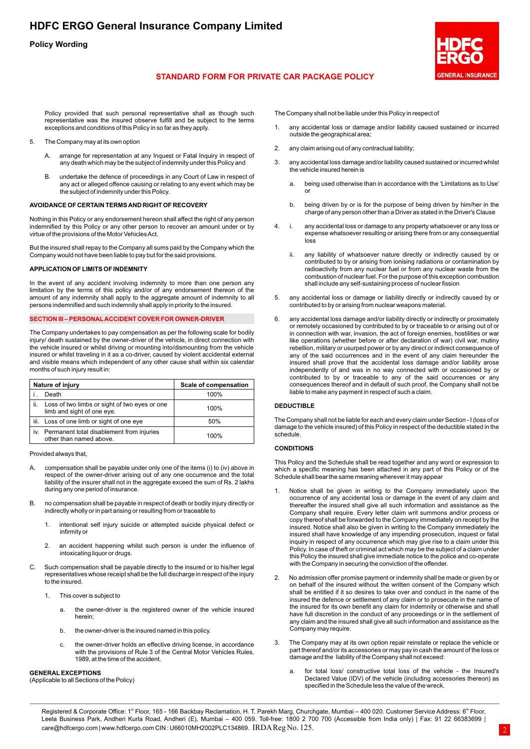Policy provided that such personal representative shall as though such representative was the insured observe fulfill and be subject to the terms exceptions and conditions of this Policy in so far as they apply.

5. The Company may at its own option

   A. arrange for representation at any Inquest or Fatal Inquiry in respect of any death which may be the subject of indemnity under this Policy and

   B. undertake the defence of proceedings in any Court of Law in respect of any act or alleged offence causing or relating to any event which may be the subject of indemnity under this Policy.

**AVOIDANCE OF CERTAIN TERMS AND RIGHT OF RECOVERY**

Nothing in this Policy or any endorsement hereon shall affect the right of any person indemnified by this Policy or any other person to recover an amount under or by virtue of the provisions of the Motor Vehicles Act.

But the insured shall repay to the Company all sums paid by the Company which the Company would not have been liable to pay but for the said provisions.

**APPLICATION OF LIMITS OF INDEMNITY**

In the event of any accident involving indemnity to more than one person any limitation by the terms of this policy and/or of any endorsement thereon of the amount of any indemnity shall apply to the aggregate amount of indemnity to all persons indemnified and such indemnity shall apply in priority to the insured.

## SECTION III – PERSONAL ACCIDENT COVER FOR OWNER-DRIVER

The Company undertakes to pay compensation as per the following scale for bodily injury/ death sustained by the owner-driver of the vehicle, in direct connection with the vehicle insured or whilst driving or mounting into/dismounting from the vehicle insured or whilst traveling in it as a co-driver, caused by violent accidental external and visible means which independent of any other cause shall within six calendar months of such injury result in:

| Nature of injury | Scale of compensation |
|---|---|
| i . Death | 100% |
| ii. Loss of two limbs or sight of two eyes or one limb and sight of one eye. | 100% |
| iii. Loss of one limb or sight of one eye | 50% |
| iv. Permanent total disablement from injuries other than named above. | 100% |

Provided always that,

A. compensation shall be payable under only one of the items (i) to (iv) above in respect of the owner-driver arising out of any one occurrence and the total liability of the insurer shall not in the aggregate exceed the sum of Rs. 2 lakhs during any one period of insurance.

B. no compensation shall be payable in respect of death or bodily injury directly or indirectly wholly or in part arising or resulting from or traceable to

   1. intentional self injury suicide or attempted suicide physical defect or infirmity or

   2. an accident happening whilst such person is under the influence of intoxicating liquor or drugs.

C. Such compensation shall be payable directly to the insured or to his/her legal representatives whose receipt shall be the full discharge in respect of the injury to the insured.

   1. This cover is subject to

      a. the owner-driver is the registered owner of the vehicle insured herein;

      b. the owner-driver is the insured named in this policy.

      c. the owner-driver holds an effective driving license, in accordance with the provisions of Rule 3 of the Central Motor Vehicles Rules, 1989, at the time of the accident.

**GENERAL EXCEPTIONS**
(Applicable to all Sections of the Policy)

The Company shall not be liable under this Policy in respect of

1. any accidental loss or damage and/or liability caused sustained or incurred outside the geographical area;

2. any claim arising out of any contractual liability;

3. any accidental loss damage and/or liability caused sustained or incurred whilst the vehicle insured herein is

   a. being used otherwise than in accordance with the 'Limitations as to Use' or

   b. being driven by or is for the purpose of being driven by him/her in the charge of any person other than a Driver as stated in the Driver's Clause

4. i. any accidental loss or damage to any property whatsoever or any loss or expense whatsoever resulting or arising there from or any consequential loss

   ii. any liability of whatsoever nature directly or indirectly caused by or contributed to by or arising from ionising radiations or contamination by radioactivity from any nuclear fuel or from any nuclear waste from the combustion of nuclear fuel. For the purpose of this exception combustion shall include any self-sustaining process of nuclear fission

5. any accidental loss or damage or liability directly or indirectly caused by or contributed to by or arising from nuclear weapons material.

6. any accidental loss damage and/or liability directly or indirectly or proximately or remotely occasioned by contributed to by or traceable to or arising out of or in connection with war, invasion, the act of foreign enemies, hostilities or war like operations (whether before or after declaration of war) civil war, mutiny rebellion, military or usurped power or by any direct or indirect consequence of any of the said occurrences and in the event of any claim hereunder the insured shall prove that the accidental loss damage and/or liability arose independently of and was in no way connected with or occasioned by or contributed to by or traceable to any of the said occurrences or any consequences thereof and in default of such proof, the Company shall not be liable to make any payment in respect of such a claim.

**DEDUCTIBLE**

The Company shall not be liable for each and every claim under Section - I (loss of or damage to the vehicle insured) of this Policy in respect of the deductible stated in the schedule.

**CONDITIONS**

This Policy and the Schedule shall be read together and any word or expression to which a specific meaning has been attached in any part of this Policy or of the Schedule shall bear the same meaning wherever it may appear

1. Notice shall be given in writing to the Company immediately upon the occurrence of any accidental loss or damage in the event of any claim and thereafter the insured shall give all such information and assistance as the Company shall require. Every letter claim writ summons and/or process or copy thereof shall be forwarded to the Company immediately on receipt by the insured. Notice shall also be given in writing to the Company immediately the insured shall have knowledge of any impending prosecution, inquest or fatal inquiry in respect of any occurrence which may give rise to a claim under this Policy. In case of theft or criminal act which may be the subject of a claim under this Policy the insured shall give immediate notice to the police and co-operate with the Company in securing the conviction of the offender.

2. No admission offer promise payment or indemnity shall be made or given by or on behalf of the insured without the written consent of the Company which shall be entitled if it so desires to take over and conduct in the name of the insured the defence or settlement of any claim or to prosecute in the name of the insured for its own benefit any claim for indemnity or otherwise and shall have full discretion in the conduct of any proceedings or in the settlement of any claim and the insured shall give all such information and assistance as the Company may require.

3. The Company may at its own option repair reinstate or replace the vehicle or part thereof and/or its accessories or may pay in cash the amount of the loss or damage and the liability of the Company shall not exceed:

   a. for total loss/ constructive total loss of the vehicle - the Insured's Declared Value (IDV) of the vehicle (including accessories thereon) as specified in the Schedule less the value of the wreck.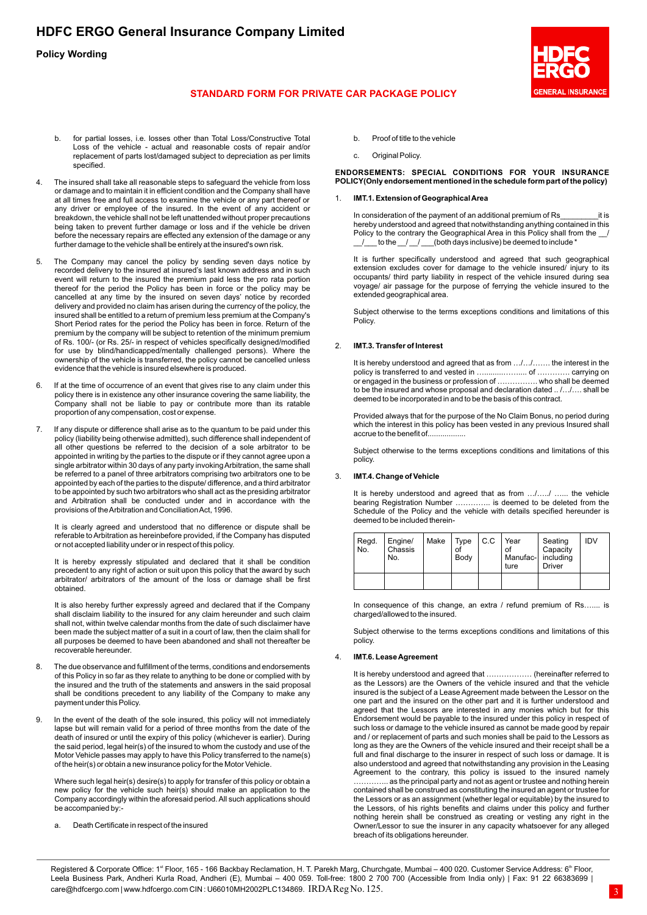b. for partial losses, i.e. losses other than Total Loss/Constructive Total Loss of the vehicle - actual and reasonable costs of repair and/or replacement of parts lost/damaged subject to depreciation as per limits specified.

4. The insured shall take all reasonable steps to safeguard the vehicle from loss or damage and to maintain it in efficient condition and the Company shall have at all times free and full access to examine the vehicle or any part thereof or any driver or employee of the insured. In the event of any accident or breakdown, the vehicle shall not be left unattended without proper precautions being taken to prevent further damage or loss and if the vehicle be driven before the necessary repairs are effected any extension of the damage or any further damage to the vehicle shall be entirely at the insured's own risk.

5. The Company may cancel the policy by sending seven days notice by recorded delivery to the insured at insured's last known address and in such event will return to the insured the premium paid less the pro rata portion thereof for the period the Policy has been in force or the policy may be cancelled at any time by the insured on seven days' notice by recorded delivery and provided no claim has arisen during the currency of the policy, the insured shall be entitled to a return of premium less premium at the Company's Short Period rates for the period the Policy has been in force. Return of the premium by the company will be subject to retention of the minimum premium of Rs. 100/- (or Rs. 25/- in respect of vehicles specifically designed/modified for use by blind/handicapped/mentally challenged persons). Where the ownership of the vehicle is transferred, the policy cannot be cancelled unless evidence that the vehicle is insured elsewhere is produced.

6. If at the time of occurrence of an event that gives rise to any claim under this policy there is in existence any other insurance covering the same liability, the Company shall not be liable to pay or contribute more than its ratable proportion of any compensation, cost or expense.

7. If any dispute or difference shall arise as to the quantum to be paid under this policy (liability being otherwise admitted), such difference shall independent of all other questions be referred to the decision of a sole arbitrator to be appointed in writing by the parties to the dispute or if they cannot agree upon a single arbitrator within 30 days of any party invoking Arbitration, the same shall be referred to a panel of three arbitrators comprising two arbitrators one to be appointed by each of the parties to the dispute/ difference, and a third arbitrator to be appointed by such two arbitrators who shall act as the presiding arbitrator and Arbitration shall be conducted under and in accordance with the provisions of the Arbitration and Conciliation Act, 1996.

   It is clearly agreed and understood that no difference or dispute shall be referable to Arbitration as hereinbefore provided, if the Company has disputed or not accepted liability under or in respect of this policy.

   It is hereby expressly stipulated and declared that it shall be condition precedent to any right of action or suit upon this policy that the award by such arbitrator/ arbitrators of the amount of the loss or damage shall be first obtained.

   It is also hereby further expressly agreed and declared that if the Company shall disclaim liability to the insured for any claim hereunder and such claim shall not, within twelve calendar months from the date of such disclaimer have been made the subject matter of a suit in a court of law, then the claim shall for all purposes be deemed to have been abandoned and shall not thereafter be recoverable hereunder.

8. The due observance and fulfillment of the terms, conditions and endorsements of this Policy in so far as they relate to anything to be done or complied with by the insured and the truth of the statements and answers in the said proposal shall be conditions precedent to any liability of the Company to make any payment under this Policy.

9. In the event of the death of the sole insured, this policy will not immediately lapse but will remain valid for a period of three months from the date of the death of insured or until the expiry of this policy (whichever is earlier). During the said period, legal heir(s) of the insured to whom the custody and use of the Motor Vehicle passes may apply to have this Policy transferred to the name(s) of the heir(s) or obtain a new insurance policy for the Motor Vehicle.

   Where such legal heir(s) desire(s) to apply for transfer of this policy or obtain a new policy for the vehicle such heir(s) should make an application to the Company accordingly within the aforesaid period. All such applications should be accompanied by:-

   a. Death Certificate in respect of the insured

   b. Proof of title to the vehicle

   c. Original Policy.

**ENDORSEMENTS: SPECIAL CONDITIONS FOR YOUR INSURANCE POLICY(Only endorsement mentioned in the schedule form part of the policy)**

1. **IMT.1. Extension of Geographical Area**

   In consideration of the payment of an additional premium of Rs_________it is hereby understood and agreed that notwithstanding anything contained in this Policy to the contrary the Geographical Area in this Policy shall from the __/ __/___ to the __/ __/ ___(both days inclusive) be deemed to include *

   It is further specifically understood and agreed that such geographical extension excludes cover for damage to the vehicle insured/ injury to its occupants/ third party liability in respect of the vehicle insured during sea voyage/ air passage for the purpose of ferrying the vehicle insured to the extended geographical area.

   Subject otherwise to the terms exceptions conditions and limitations of this Policy.

2. **IMT.3. Transfer of Interest**

   It is hereby understood and agreed that as from …/…/……. the interest in the policy is transferred to and vested in …......…….... of …………. carrying on or engaged in the business or profession of ……………. who shall be deemed to be the insured and whose proposal and declaration dated .. /…/…. shall be deemed to be incorporated in and to be the basis of this contract.

   Provided always that for the purpose of the No Claim Bonus, no period during which the interest in this policy has been vested in any previous Insured shall accrue to the benefit of..................

   Subject otherwise to the terms exceptions conditions and limitations of this policy.

3. **IMT.4. Change of Vehicle**

   It is hereby understood and agreed that as from …/…../ …... the vehicle bearing Registration Number ………….. is deemed to be deleted from the Schedule of the Policy and the vehicle with details specified hereunder is deemed to be included therein-

| Regd. No. | Engine/ Chassis No. | Make | Type of Body | C.C | Year of Manufacture | Seating Capacity including Driver | IDV |
|---|---|---|---|---|---|---|---|
| | | | | | | | |

   In consequence of this change, an extra / refund premium of Rs….... is charged/allowed to the insured.

   Subject otherwise to the terms exceptions conditions and limitations of this policy.

4. **IMT.6. Lease Agreement**

   It is hereby understood and agreed that ……………… (hereinafter referred to as the Lessors) are the Owners of the vehicle insured and that the vehicle insured is the subject of a Lease Agreement made between the Lessor on the one part and the insured on the other part and it is further understood and agreed that the Lessors are interested in any monies which but for this Endorsement would be payable to the insured under this policy in respect of such loss or damage to the vehicle insured as cannot be made good by repair and / or replacement of parts and such monies shall be paid to the Lessors as long as they are the Owners of the vehicle insured and their receipt shall be a full and final discharge to the insurer in respect of such loss or damage. It is also understood and agreed that notwithstanding any provision in the Leasing Agreement to the contrary, this policy is issued to the insured namely ………….. as the principal party and not as agent or trustee and nothing herein contained shall be construed as constituting the insured an agent or trustee for the Lessors or as an assignment (whether legal or equitable) by the insured to the Lessors, of his rights benefits and claims under this policy and further nothing herein shall be construed as creating or vesting any right in the Owner/Lessor to sue the insurer in any capacity whatsoever for any alleged breach of its obligations hereunder.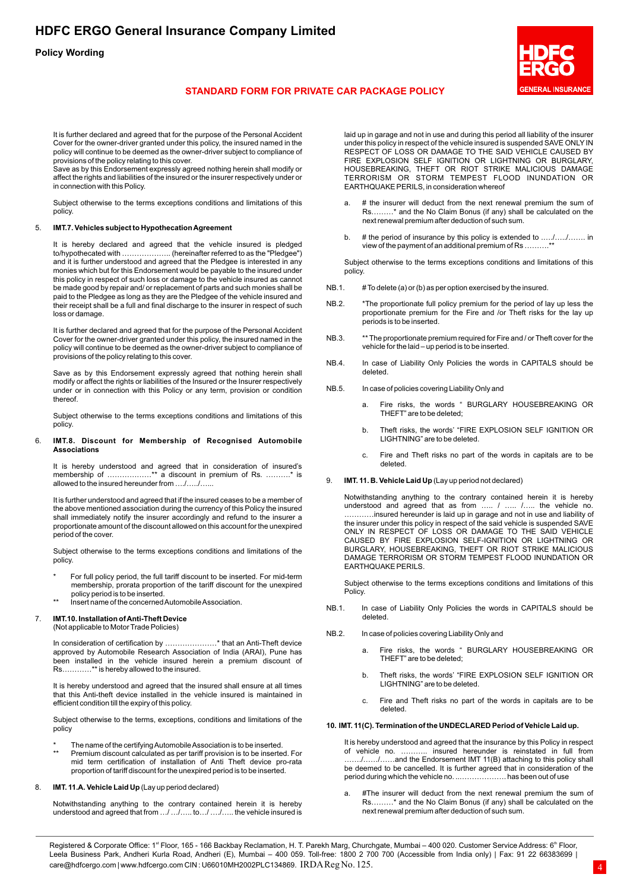It is further declared and agreed that for the purpose of the Personal Accident Cover for the owner-driver granted under this policy, the insured named in the policy will continue to be deemed as the owner-driver subject to compliance of provisions of the policy relating to this cover.

Save as by this Endorsement expressly agreed nothing herein shall modify or affect the rights and liabilities of the insured or the insurer respectively under or in connection with this Policy.

Subject otherwise to the terms exceptions conditions and limitations of this policy.

5. **IMT.7. Vehicles subject to Hypothecation Agreement**

It is hereby declared and agreed that the vehicle insured is pledged to/hypothecated with ……………….. (hereinafter referred to as the "Pledgee") and it is further understood and agreed that the Pledgee is interested in any monies which but for this Endorsement would be payable to the insured under this policy in respect of such loss or damage to the vehicle insured as cannot be made good by repair and/ or replacement of parts and such monies shall be paid to the Pledgee as long as they are the Pledgee of the vehicle insured and their receipt shall be a full and final discharge to the insurer in respect of such loss or damage.

It is further declared and agreed that for the purpose of the Personal Accident Cover for the owner-driver granted under this policy, the insured named in the policy will continue to be deemed as the owner-driver subject to compliance of provisions of the policy relating to this cover.

Save as by this Endorsement expressly agreed that nothing herein shall modify or affect the rights or liabilities of the Insured or the Insurer respectively under or in connection with this Policy or any term, provision or condition thereof.

Subject otherwise to the terms exceptions conditions and limitations of this policy.

6. **IMT.8. Discount for Membership of Recognised Automobile Associations**

It is hereby understood and agreed that in consideration of insured's membership of ………………** a discount in premium of Rs. ……….* is allowed to the insured hereunder from …./…../…...

It is further understood and agreed that if the insured ceases to be a member of the above mentioned association during the currency of this Policy the insured shall immediately notify the insurer accordingly and refund to the insurer a proportionate amount of the discount allowed on this account for the unexpired period of the cover.

Subject otherwise to the terms exceptions conditions and limitations of the policy.

\* For full policy period, the full tariff discount to be inserted. For mid-term membership, prorata proportion of the tariff discount for the unexpired policy period is to be inserted.

\*\* Insert name of the concerned Automobile Association.

7. **IMT.10. Installation of Anti-Theft Device**
(Not applicable to Motor Trade Policies)

In consideration of certification by …………………* that an Anti-Theft device approved by Automobile Research Association of India (ARAI), Pune has been installed in the vehicle insured herein a premium discount of Rs…………** is hereby allowed to the insured.

It is hereby understood and agreed that the insured shall ensure at all times that this Anti-theft device installed in the vehicle insured is maintained in efficient condition till the expiry of this policy.

Subject otherwise to the terms, exceptions, conditions and limitations of the policy

\* The name of the certifying Automobile Association is to be inserted.

\*\* Premium discount calculated as per tariff provision is to be inserted. For mid term certification of installation of Anti Theft device pro-rata proportion of tariff discount for the unexpired period is to be inserted.

8. **IMT. 11.A. Vehicle Laid Up** (Lay up period declared)

Notwithstanding anything to the contrary contained herein it is hereby understood and agreed that from …/ …/….. to…/ …./….. the vehicle insured is laid up in garage and not in use and during this period all liability of the insurer under this policy in respect of the vehicle insured is suspended SAVE ONLY IN RESPECT OF LOSS OR DAMAGE TO THE SAID VEHICLE CAUSED BY FIRE EXPLOSION SELF IGNITION OR LIGHTNING OR BURGLARY, HOUSEBREAKING, THEFT OR RIOT STRIKE MALICIOUS DAMAGE TERRORISM OR STORM TEMPEST FLOOD INUNDATION OR EARTHQUAKE PERILS, in consideration whereof

a. # the insurer will deduct from the next renewal premium the sum of Rs………* and the No Claim Bonus (if any) shall be calculated on the next renewal premium after deduction of such sum.

b. # the period of insurance by this policy is extended to …../…../……. in view of the payment of an additional premium of Rs ……….**

Subject otherwise to the terms exceptions conditions and limitations of this policy.

NB.1. # To delete (a) or (b) as per option exercised by the insured.

NB.2. *The proportionate full policy premium for the period of lay up less the proportionate premium for the Fire and /or Theft risks for the lay up periods is to be inserted.

NB.3. ** The proportionate premium required for Fire and / or Theft cover for the vehicle for the laid – up period is to be inserted.

NB.4. In case of Liability Only Policies the words in CAPITALS should be deleted.

NB.5. In case of policies covering Liability Only and

a. Fire risks, the words " BURGLARY HOUSEBREAKING OR THEFT" are to be deleted;

b. Theft risks, the words' "FIRE EXPLOSION SELF IGNITION OR LIGHTNING" are to be deleted.

c. Fire and Theft risks no part of the words in capitals are to be deleted.

9. **IMT. 11. B. Vehicle Laid Up** (Lay up period not declared)

Notwithstanding anything to the contrary contained herein it is hereby understood and agreed that as from ….. / ….. /….. the vehicle no. …………insured hereunder is laid up in garage and not in use and liability of the insurer under this policy in respect of the said vehicle is suspended SAVE ONLY IN RESPECT OF LOSS OR DAMAGE TO THE SAID VEHICLE CAUSED BY FIRE EXPLOSION SELF-IGNITION OR LIGHTNING OR BURGLARY, HOUSEBREAKING, THEFT OR RIOT STRIKE MALICIOUS DAMAGE TERRORISM OR STORM TEMPEST FLOOD INUNDATION OR EARTHQUAKE PERILS.

Subject otherwise to the terms exceptions conditions and limitations of this Policy.

NB.1. In case of Liability Only Policies the words in CAPITALS should be deleted.

NB.2. In case of policies covering Liability Only and

a. Fire risks, the words " BURGLARY HOUSEBREAKING OR THEFT" are to be deleted;

b. Theft risks, the words' "FIRE EXPLOSION SELF IGNITION OR LIGHTNING" are to be deleted.

c. Fire and Theft risks no part of the words in capitals are to be deleted.

10. **IMT. 11(C). Termination of the UNDECLARED Period of Vehicle Laid up.**

It is hereby understood and agreed that the insurance by this Policy in respect of vehicle no. ……….. insured hereunder is reinstated in full from ……./……/……and the Endorsement IMT 11(B) attaching to this policy shall be deemed to be cancelled. It is further agreed that in consideration of the period during which the vehicle no. ..………………. has been out of use

a. #The insurer will deduct from the next renewal premium the sum of Rs………* and the No Claim Bonus (if any) shall be calculated on the next renewal premium after deduction of such sum.

Registered & Corporate Office: 1st Floor, 165 - 166 Backbay Reclamation, H. T. Parekh Marg, Churchgate, Mumbai – 400 020. Customer Service Address: 6th Floor, Leela Business Park, Andheri Kurla Road, Andheri (E), Mumbai – 400 059. Toll-free: 1800 2 700 700 (Accessible from India only) | Fax: 91 22 66383699 | care@hdfcergo.com | www.hdfcergo.com CIN : U66010MH2002PLC134869. IRDA Reg No. 125.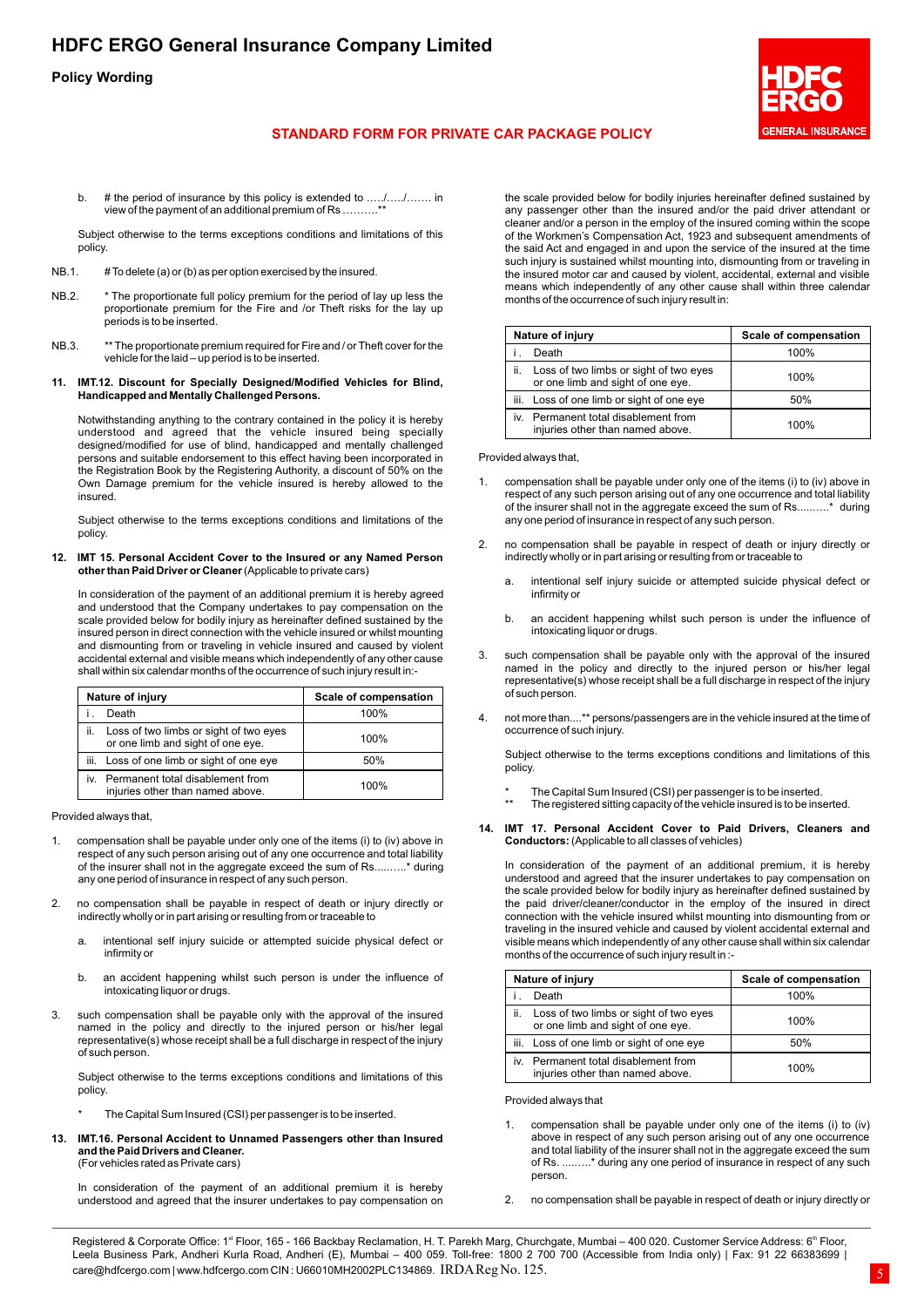b. # the period of insurance by this policy is extended to …../…../……. in view of the payment of an additional premium of Rs ……….**

Subject otherwise to the terms exceptions conditions and limitations of this policy.

NB.1. # To delete (a) or (b) as per option exercised by the insured.

NB.2. * The proportionate full policy premium for the period of lay up less the proportionate premium for the Fire and /or Theft risks for the lay up periods is to be inserted.

NB.3. ** The proportionate premium required for Fire and / or Theft cover for the vehicle for the laid – up period is to be inserted.

**11. IMT.12. Discount for Specially Designed/Modified Vehicles for Blind, Handicapped and Mentally Challenged Persons.**

Notwithstanding anything to the contrary contained in the policy it is hereby understood and agreed that the vehicle insured being specially designed/modified for use of blind, handicapped and mentally challenged persons and suitable endorsement to this effect having been incorporated in the Registration Book by the Registering Authority, a discount of 50% on the Own Damage premium for the vehicle insured is hereby allowed to the insured.

Subject otherwise to the terms exceptions conditions and limitations of the policy.

**12. IMT 15. Personal Accident Cover to the Insured or any Named Person other than Paid Driver or Cleaner** (Applicable to private cars)

In consideration of the payment of an additional premium it is hereby agreed and understood that the Company undertakes to pay compensation on the scale provided below for bodily injury as hereinafter defined sustained by the insured person in direct connection with the vehicle insured or whilst mounting and dismounting from or traveling in vehicle insured and caused by violent accidental external and visible means which independently of any other cause shall within six calendar months of the occurrence of such injury result in:-

| Nature of injury | Scale of compensation |
|---|---|
| i. Death | 100% |
| ii. Loss of two limbs or sight of two eyes or one limb and sight of one eye. | 100% |
| iii. Loss of one limb or sight of one eye | 50% |
| iv. Permanent total disablement from injuries other than named above. | 100% |

Provided always that,

1. compensation shall be payable under only one of the items (i) to (iv) above in respect of any such person arising out of any one occurrence and total liability of the insurer shall not in the aggregate exceed the sum of Rs..........* during any one period of insurance in respect of any such person.

2. no compensation shall be payable in respect of death or injury directly or indirectly wholly or in part arising or resulting from or traceable to

   a. intentional self injury suicide or attempted suicide physical defect or infirmity or

   b. an accident happening whilst such person is under the influence of intoxicating liquor or drugs.

3. such compensation shall be payable only with the approval of the insured named in the policy and directly to the injured person or his/her legal representative(s) whose receipt shall be a full discharge in respect of the injury of such person.

Subject otherwise to the terms exceptions conditions and limitations of this policy.

\* The Capital Sum Insured (CSI) per passenger is to be inserted.

**13. IMT.16. Personal Accident to Unnamed Passengers other than Insured and the Paid Drivers and Cleaner.**
(For vehicles rated as Private cars)

In consideration of the payment of an additional premium it is hereby understood and agreed that the insurer undertakes to pay compensation on the scale provided below for bodily injuries hereinafter defined sustained by any passenger other than the insured and/or the paid driver attendant or cleaner and/or a person in the employ of the insured coming within the scope of the Workmen's Compensation Act, 1923 and subsequent amendments of the said Act and engaged in and upon the service of the insured at the time such injury is sustained whilst mounting into, dismounting from or traveling in the insured motor car and caused by violent, accidental, external and visible means which independently of any other cause shall within three calendar months of the occurrence of such injury result in:

| Nature of injury | Scale of compensation |
|---|---|
| i. Death | 100% |
| ii. Loss of two limbs or sight of two eyes or one limb and sight of one eye. | 100% |
| iii. Loss of one limb or sight of one eye | 50% |
| iv. Permanent total disablement from injuries other than named above. | 100% |

Provided always that,

1. compensation shall be payable under only one of the items (i) to (iv) above in respect of any such person arising out of any one occurrence and total liability of the insurer shall not in the aggregate exceed the sum of Rs..........* during any one period of insurance in respect of any such person.

2. no compensation shall be payable in respect of death or injury directly or indirectly wholly or in part arising or resulting from or traceable to

   a. intentional self injury suicide or attempted suicide physical defect or infirmity or

   b. an accident happening whilst such person is under the influence of intoxicating liquor or drugs.

3. such compensation shall be payable only with the approval of the insured named in the policy and directly to the injured person or his/her legal representative(s) whose receipt shall be a full discharge in respect of the injury of such person.

4. not more than....** persons/passengers are in the vehicle insured at the time of occurrence of such injury.

Subject otherwise to the terms exceptions conditions and limitations of this policy.

\* The Capital Sum Insured (CSI) per passenger is to be inserted.
\*\* The registered sitting capacity of the vehicle insured is to be inserted.

**14. IMT 17. Personal Accident Cover to Paid Drivers, Cleaners and Conductors:** (Applicable to all classes of vehicles)

In consideration of the payment of an additional premium, it is hereby understood and agreed that the insurer undertakes to pay compensation on the scale provided below for bodily injury as hereinafter defined sustained by the paid driver/cleaner/conductor in the employ of the insured in direct connection with the vehicle insured whilst mounting into dismounting from or traveling in the insured vehicle and caused by violent accidental external and visible means which independently of any other cause shall within six calendar months of the occurrence of such injury result in :-

| Nature of injury | Scale of compensation |
|---|---|
| i. Death | 100% |
| ii. Loss of two limbs or sight of two eyes or one limb and sight of one eye. | 100% |
| iii. Loss of one limb or sight of one eye | 50% |
| iv. Permanent total disablement from injuries other than named above. | 100% |

Provided always that

1. compensation shall be payable under only one of the items (i) to (iv) above in respect of any such person arising out of any one occurrence and total liability of the insurer shall not in the aggregate exceed the sum of Rs. .........* during any one period of insurance in respect of any such person.

2. no compensation shall be payable in respect of death or injury directly or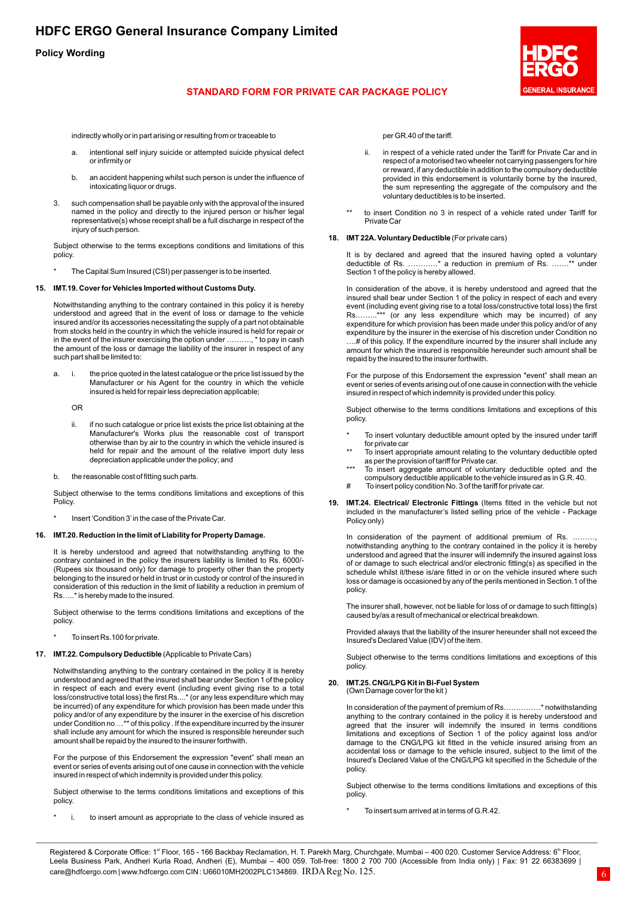indirectly wholly or in part arising or resulting from or traceable to

a. intentional self injury suicide or attempted suicide physical defect or infirmity or

b. an accident happening whilst such person is under the influence of intoxicating liquor or drugs.

3. such compensation shall be payable only with the approval of the insured named in the policy and directly to the injured person or his/her legal representative(s) whose receipt shall be a full discharge in respect of the injury of such person.

Subject otherwise to the terms exceptions conditions and limitations of this policy.

\* The Capital Sum Insured (CSI) per passenger is to be inserted.

**15. IMT.19. Cover for Vehicles Imported without Customs Duty.**

Notwithstanding anything to the contrary contained in this policy it is hereby understood and agreed that in the event of loss or damage to the vehicle insured and/or its accessories necessitating the supply of a part not obtainable from stocks held in the country in which the vehicle insured is held for repair or in the event of the insurer exercising the option under .........., * to pay in cash the amount of the loss or damage the liability of the insurer in respect of any such part shall be limited to:

a. i. the price quoted in the latest catalogue or the price list issued by the Manufacturer or his Agent for the country in which the vehicle insured is held for repair less depreciation applicable;

OR

ii. if no such catalogue or price list exists the price list obtaining at the Manufacturer's Works plus the reasonable cost of transport otherwise than by air to the country in which the vehicle insured is held for repair and the amount of the relative import duty less depreciation applicable under the policy; and

b. the reasonable cost of fitting such parts.

Subject otherwise to the terms conditions limitations and exceptions of this Policy.

\* Insert 'Condition 3' in the case of the Private Car.

**16. IMT.20. Reduction in the limit of Liability for Property Damage.**

It is hereby understood and agreed that notwithstanding anything to the contrary contained in the policy the insurers liability is limited to Rs. 6000/- (Rupees six thousand only) for damage to property other than the property belonging to the insured or held in trust or in custody or control of the insured in consideration of this reduction in the limit of liability a reduction in premium of Rs.....* is hereby made to the insured.

Subject otherwise to the terms conditions limitations and exceptions of the policy.

\* To insert Rs.100 for private.

**17. IMT.22. Compulsory Deductible** (Applicable to Private Cars)

Notwithstanding anything to the contrary contained in the policy it is hereby understood and agreed that the insured shall bear under Section 1 of the policy in respect of each and every event (including event giving rise to a total loss/constructive total loss) the first Rs....* (or any less expenditure which may be incurred) of any expenditure for which provision has been made under this policy and/or of any expenditure by the insurer in the exercise of his discretion under Condition no ...** of this policy . If the expenditure incurred by the insurer shall include any amount for which the insured is responsible hereunder such amount shall be repaid by the insured to the insurer forthwith.

For the purpose of this Endorsement the expression "event" shall mean an event or series of events arising out of one cause in connection with the vehicle insured in respect of which indemnity is provided under this policy.

Subject otherwise to the terms conditions limitations and exceptions of this policy.

\* i. to insert amount as appropriate to the class of vehicle insured as per GR.40 of the tariff.

ii. in respect of a vehicle rated under the Tariff for Private Car and in respect of a motorised two wheeler not carrying passengers for hire or reward, if any deductible in addition to the compulsory deductible provided in this endorsement is voluntarily borne by the insured, the sum representing the aggregate of the compulsory and the voluntary deductibles is to be inserted.

\*\* to insert Condition no 3 in respect of a vehicle rated under Tariff for Private Car

**18. IMT 22A. Voluntary Deductible** (For private cars)

It is by declared and agreed that the insured having opted a voluntary deductible of Rs. ............* a reduction in premium of Rs. .......** under Section 1 of the policy is hereby allowed.

In consideration of the above, it is hereby understood and agreed that the insured shall bear under Section 1 of the policy in respect of each and every event (including event giving rise to a total loss/constructive total loss) the first Rs.........*** (or any less expenditure which may be incurred) of any expenditure for which provision has been made under this policy and/or of any expenditure by the insurer in the exercise of his discretion under Condition no ....# of this policy. If the expenditure incurred by the insurer shall include any amount for which the insured is responsible hereunder such amount shall be repaid by the insured to the insurer forthwith.

For the purpose of this Endorsement the expression "event" shall mean an event or series of events arising out of one cause in connection with the vehicle insured in respect of which indemnity is provided under this policy.

Subject otherwise to the terms conditions limitations and exceptions of this policy.

\* To insert voluntary deductible amount opted by the insured under tariff for private car

\*\* To insert appropriate amount relating to the voluntary deductible opted as per the provision of tariff for Private car.

\*\*\* To insert aggregate amount of voluntary deductible opted and the compulsory deductible applicable to the vehicle insured as in G.R. 40.

\# To insert policy condition No. 3 of the tariff for private car.

**19. IMT.24. Electrical/ Electronic Fittings** (Items fitted in the vehicle but not included in the manufacturer's listed selling price of the vehicle - Package Policy only)

In consideration of the payment of additional premium of Rs. ........., notwithstanding anything to the contrary contained in the policy it is hereby understood and agreed that the insurer will indemnify the insured against loss of or damage to such electrical and/or electronic fitting(s) as specified in the schedule whilst it/these is/are fitted in or on the vehicle insured where such loss or damage is occasioned by any of the perils mentioned in Section.1 of the policy.

The insurer shall, however, not be liable for loss of or damage to such fitting(s) caused by/as a result of mechanical or electrical breakdown.

Provided always that the liability of the insurer hereunder shall not exceed the Insured's Declared Value (IDV) of the item.

Subject otherwise to the terms conditions limitations and exceptions of this policy.

**20. IMT.25. CNG/LPG Kit in Bi-Fuel System**
(Own Damage cover for the kit )

In consideration of the payment of premium of Rs...............* notwithstanding anything to the contrary contained in the policy it is hereby understood and agreed that the insurer will indemnify the insured in terms conditions limitations and exceptions of Section 1 of the policy against loss and/or damage to the CNG/LPG kit fitted in the vehicle insured arising from an accidental loss or damage to the vehicle insured, subject to the limit of the Insured's Declared Value of the CNG/LPG kit specified in the Schedule of the policy.

Subject otherwise to the terms conditions limitations and exceptions of this policy.

\* To insert sum arrived at in terms of G.R.42.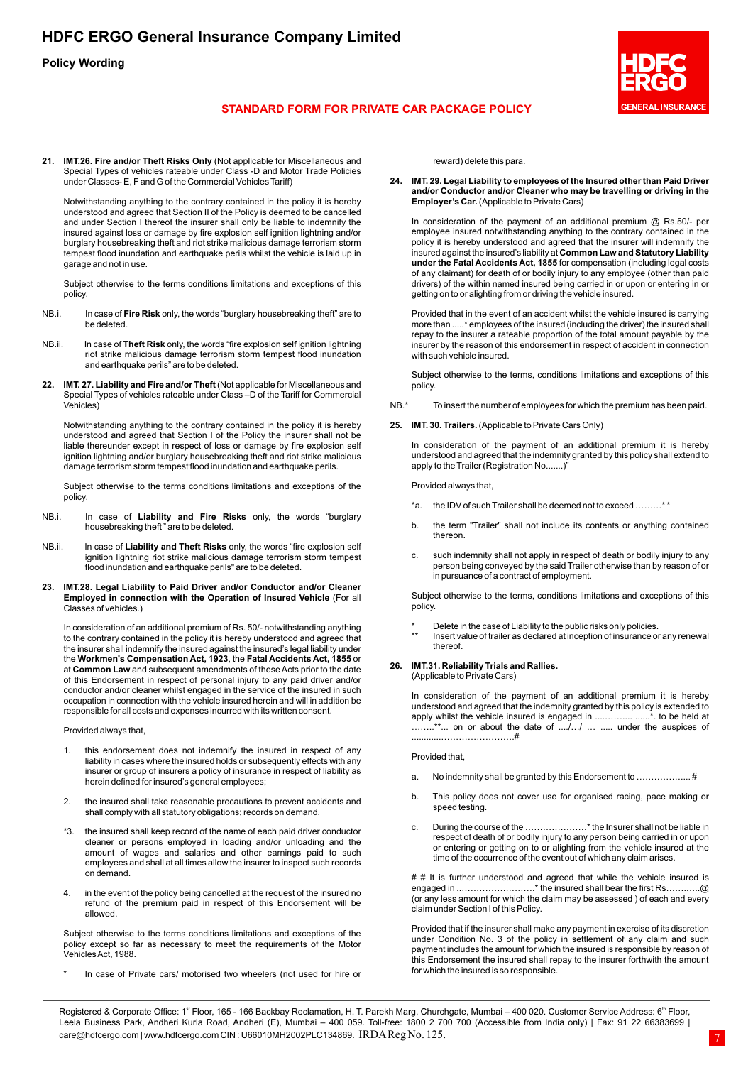**21. IMT.26. Fire and/or Theft Risks Only** (Not applicable for Miscellaneous and Special Types of vehicles rateable under Class -D and Motor Trade Policies under Classes- E, F and G of the Commercial Vehicles Tariff)

Notwithstanding anything to the contrary contained in the policy it is hereby understood and agreed that Section II of the Policy is deemed to be cancelled and under Section I thereof the insurer shall only be liable to indemnify the insured against loss or damage by fire explosion self ignition lightning and/or burglary housebreaking theft and riot strike malicious damage terrorism storm tempest flood inundation and earthquake perils whilst the vehicle is laid up in garage and not in use.

Subject otherwise to the terms conditions limitations and exceptions of this policy.

NB.i. In case of **Fire Risk** only, the words "burglary housebreaking theft" are to be deleted.

NB.ii. In case of **Theft Risk** only, the words "fire explosion self ignition lightning riot strike malicious damage terrorism storm tempest flood inundation and earthquake perils" are to be deleted.

**22. IMT. 27. Liability and Fire and/or Theft** (Not applicable for Miscellaneous and Special Types of vehicles rateable under Class –D of the Tariff for Commercial Vehicles)

Notwithstanding anything to the contrary contained in the policy it is hereby understood and agreed that Section I of the Policy the insurer shall not be liable thereunder except in respect of loss or damage by fire explosion self ignition lightning and/or burglary housebreaking theft and riot strike malicious damage terrorism storm tempest flood inundation and earthquake perils.

Subject otherwise to the terms conditions limitations and exceptions of the policy.

NB.i. In case of **Liability and Fire Risks** only, the words "burglary housebreaking theft" are to be deleted.

NB.ii. In case of **Liability and Theft Risks** only, the words "fire explosion self ignition lightning riot strike malicious damage terrorism storm tempest flood inundation and earthquake perils" are to be deleted.

**23. IMT.28. Legal Liability to Paid Driver and/or Conductor and/or Cleaner Employed in connection with the Operation of Insured Vehicle** (For all Classes of vehicles.)

In consideration of an additional premium of Rs. 50/- notwithstanding anything to the contrary contained in the policy it is hereby understood and agreed that the insurer shall indemnify the insured against the insured's legal liability under the **Workmen's Compensation Act, 1923**, the **Fatal Accidents Act, 1855** or at **Common Law** and subsequent amendments of these Acts prior to the date of this Endorsement in respect of personal injury to any paid driver and/or conductor and/or cleaner whilst engaged in the service of the insured in such occupation in connection with the vehicle insured herein and will in addition be responsible for all costs and expenses incurred with its written consent.

Provided always that,

1. this endorsement does not indemnify the insured in respect of any liability in cases where the insured holds or subsequently effects with any insurer or group of insurers a policy of insurance in respect of liability as herein defined for insured's general employees;

2. the insured shall take reasonable precautions to prevent accidents and shall comply with all statutory obligations; records on demand.

*3. the insured shall keep record of the name of each paid driver conductor cleaner or persons employed in loading and/or unloading and the amount of wages and salaries and other earnings paid to such employees and shall at all times allow the insurer to inspect such records on demand.

4. in the event of the policy being cancelled at the request of the insured no refund of the premium paid in respect of this Endorsement will be allowed.

Subject otherwise to the terms conditions limitations and exceptions of the policy except so far as necessary to meet the requirements of the Motor Vehicles Act, 1988.

\* In case of Private cars/ motorised two wheelers (not used for hire or reward) delete this para.

**24. IMT. 29. Legal Liability to employees of the Insured other than Paid Driver and/or Conductor and/or Cleaner who may be travelling or driving in the Employer's Car.** (Applicable to Private Cars)

In consideration of the payment of an additional premium @ Rs.50/- per employee insured notwithstanding anything to the contrary contained in the policy it is hereby understood and agreed that the insurer will indemnify the insured against the insured's liability at **Common Law and Statutory Liability under the Fatal Accidents Act, 1855** for compensation (including legal costs of any claimant) for death of or bodily injury to any employee (other than paid drivers) of the within named insured being carried in or upon or entering in or getting on to or alighting from or driving the vehicle insured.

Provided that in the event of an accident whilst the vehicle insured is carrying more than .....* employees of the insured (including the driver) the insured shall repay to the insurer a rateable proportion of the total amount payable by the insurer by the reason of this endorsement in respect of accident in connection with such vehicle insured.

Subject otherwise to the terms, conditions limitations and exceptions of this policy.

NB.* To insert the number of employees for which the premium has been paid.

**25. IMT. 30. Trailers.** (Applicable to Private Cars Only)

In consideration of the payment of an additional premium it is hereby understood and agreed that the indemnity granted by this policy shall extend to apply to the Trailer (Registration No.......)"

Provided always that,

*a. the IDV of such Trailer shall be deemed not to exceed ………**

b. the term "Trailer" shall not include its contents or anything contained thereon.

c. such indemnity shall not apply in respect of death or bodily injury to any person being conveyed by the said Trailer otherwise than by reason of or in pursuance of a contract of employment.

Subject otherwise to the terms, conditions limitations and exceptions of this policy.

\* Delete in the case of Liability to the public risks only policies.

\*\* Insert value of trailer as declared at inception of insurance or any renewal thereof.

**26. IMT.31. Reliability Trials and Rallies.**
(Applicable to Private Cars)

In consideration of the payment of an additional premium it is hereby understood and agreed that the indemnity granted by this policy is extended to apply whilst the vehicle insured is engaged in ..….…..... ......*. to be held at ……..**... on or about the date of ..../…/ … ..... under the auspices of ............……………………..#

Provided that,

a. No indemnity shall be granted by this Endorsement to ……………..... #

b. This policy does not cover use for organised racing, pace making or speed testing.

c. During the course of the …………………* the Insurer shall not be liable in respect of death of or bodily injury to any person being carried in or upon or entering or getting on to or alighting from the vehicle insured at the time of the occurrence of the event out of which any claim arises.

# # It is further understood and agreed that while the vehicle insured is engaged in ………………………* the insured shall bear the first Rs…………@ (or any less amount for which the claim may be assessed ) of each and every claim under Section I of this Policy.

Provided that if the insurer shall make any payment in exercise of its discretion under Condition No. 3 of the policy in settlement of any claim and such payment includes the amount for which the insured is responsible by reason of this Endorsement the insured shall repay to the insurer forthwith the amount for which the insured is so responsible.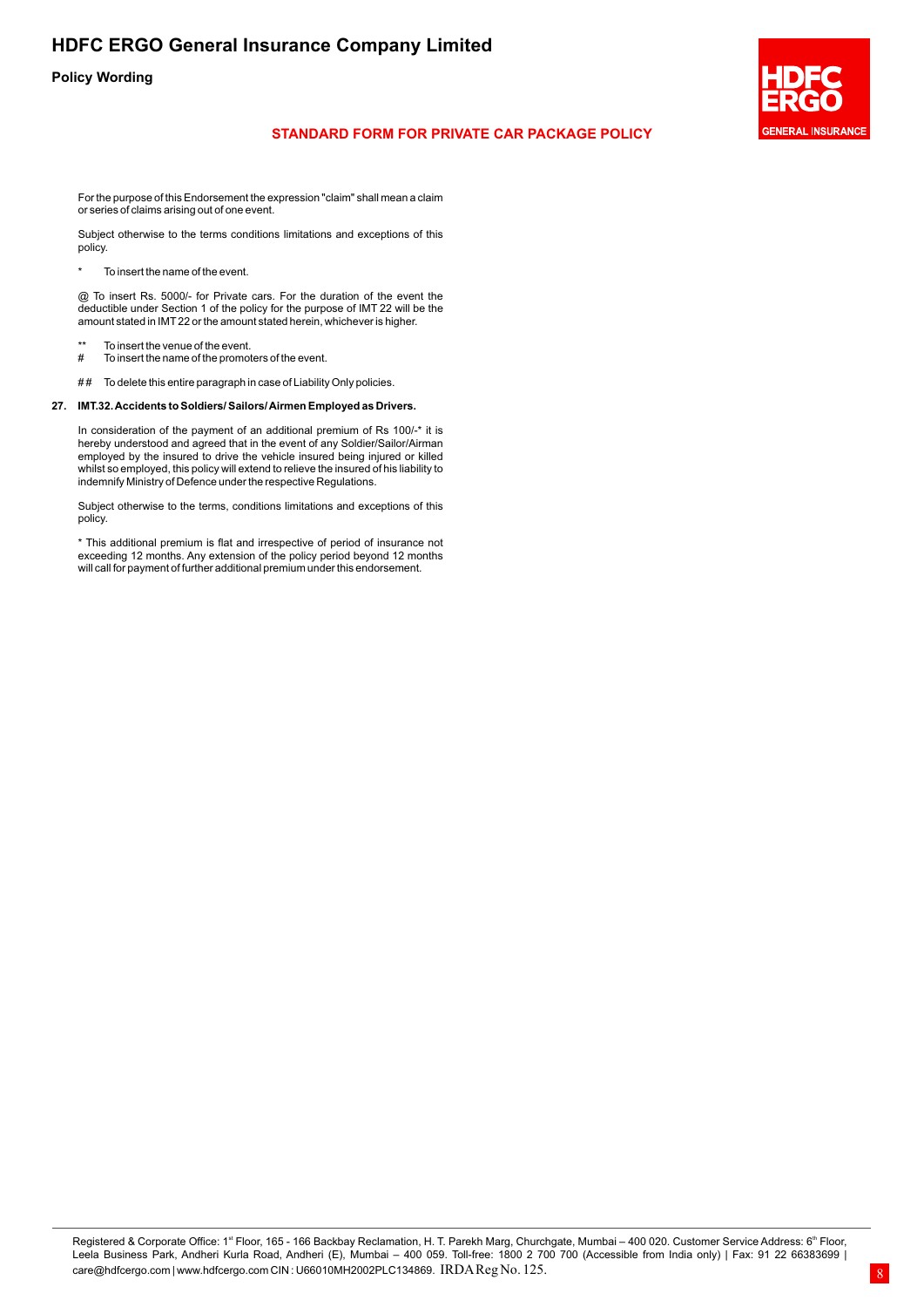For the purpose of this Endorsement the expression "claim" shall mean a claim or series of claims arising out of one event.

Subject otherwise to the terms conditions limitations and exceptions of this policy.

\* To insert the name of the event.

@ To insert Rs. 5000/- for Private cars. For the duration of the event the deductible under Section 1 of the policy for the purpose of IMT 22 will be the amount stated in IMT 22 or the amount stated herein, whichever is higher.

\*\* To insert the venue of the event.

\# To insert the name of the promoters of the event.

\#\# To delete this entire paragraph in case of Liability Only policies.

**27. IMT.32. Accidents to Soldiers/ Sailors/ Airmen Employed as Drivers.**

In consideration of the payment of an additional premium of Rs 100/-* it is hereby understood and agreed that in the event of any Soldier/Sailor/Airman employed by the insured to drive the vehicle insured being injured or killed whilst so employed, this policy will extend to relieve the insured of his liability to indemnify Ministry of Defence under the respective Regulations.

Subject otherwise to the terms, conditions limitations and exceptions of this policy.

\* This additional premium is flat and irrespective of period of insurance not exceeding 12 months. Any extension of the policy period beyond 12 months will call for payment of further additional premium under this endorsement.